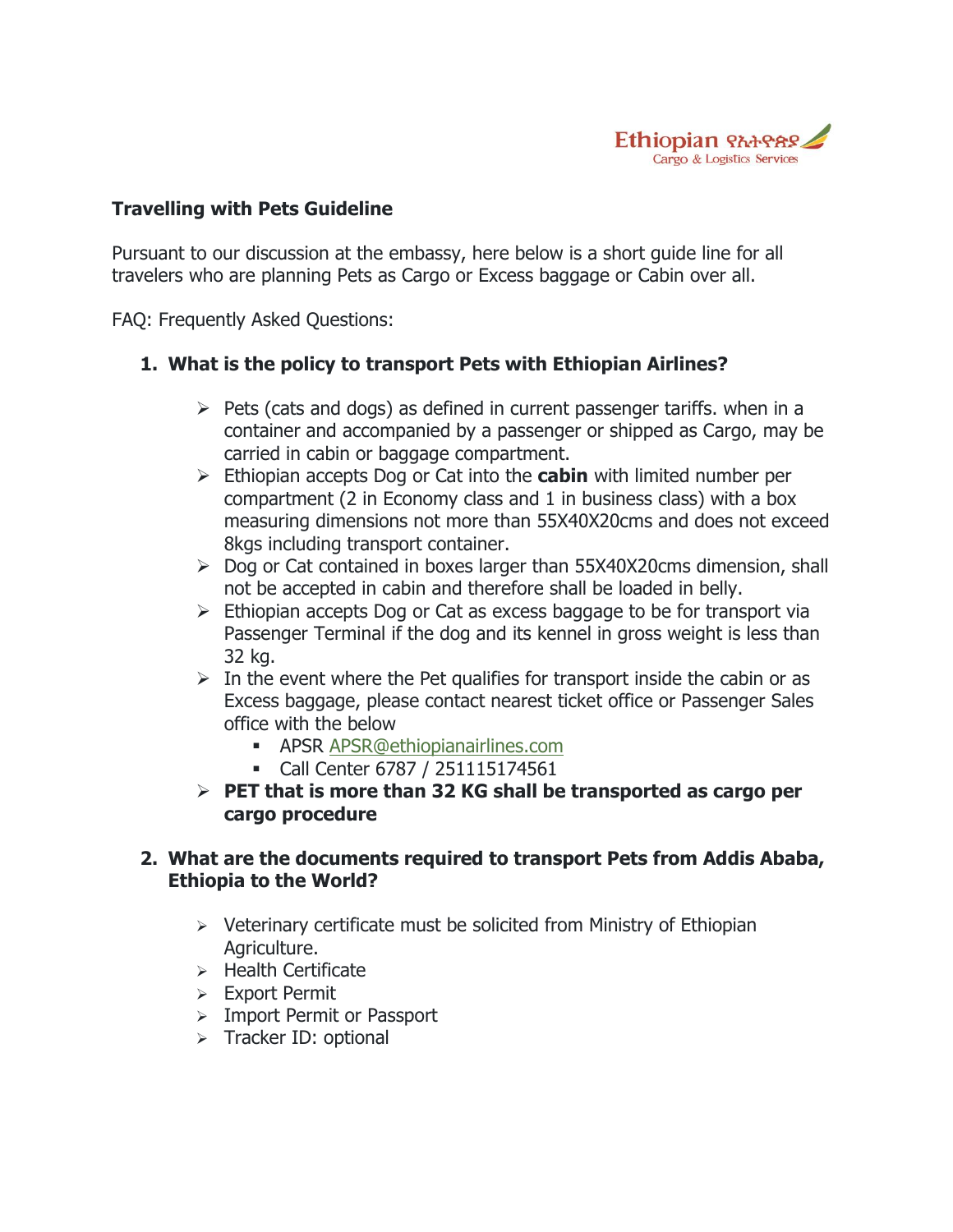Ethiopian የኢትዮጵያ
Cargo & Logistics Services

**Travelling with Pets Guideline**

Pursuant to our discussion at the embassy, here below is a short guide line for all travelers who are planning Pets as Cargo or Excess baggage or Cabin over all.

FAQ: Frequently Asked Questions:

1. **What is the policy to transport Pets with Ethiopian Airlines?**

   - Pets (cats and dogs) as defined in current passenger tariffs. when in a container and accompanied by a passenger or shipped as Cargo, may be carried in cabin or baggage compartment.
   - Ethiopian accepts Dog or Cat into the **cabin** with limited number per compartment (2 in Economy class and 1 in business class) with a box measuring dimensions not more than 55X40X20cms and does not exceed 8kgs including transport container.
   - Dog or Cat contained in boxes larger than 55X40X20cms dimension, shall not be accepted in cabin and therefore shall be loaded in belly.
   - Ethiopian accepts Dog or Cat as excess baggage to be for transport via Passenger Terminal if the dog and its kennel in gross weight is less than 32 kg.
   - In the event where the Pet qualifies for transport inside the cabin or as Excess baggage, please contact nearest ticket office or Passenger Sales office with the below
     - APSR APSR@ethiopianairlines.com
     - Call Center 6787 / 251115174561
   - **PET that is more than 32 KG shall be transported as cargo per cargo procedure**

2. **What are the documents required to transport Pets from Addis Ababa, Ethiopia to the World?**

   - Veterinary certificate must be solicited from Ministry of Ethiopian Agriculture.
   - Health Certificate
   - Export Permit
   - Import Permit or Passport
   - Tracker ID: optional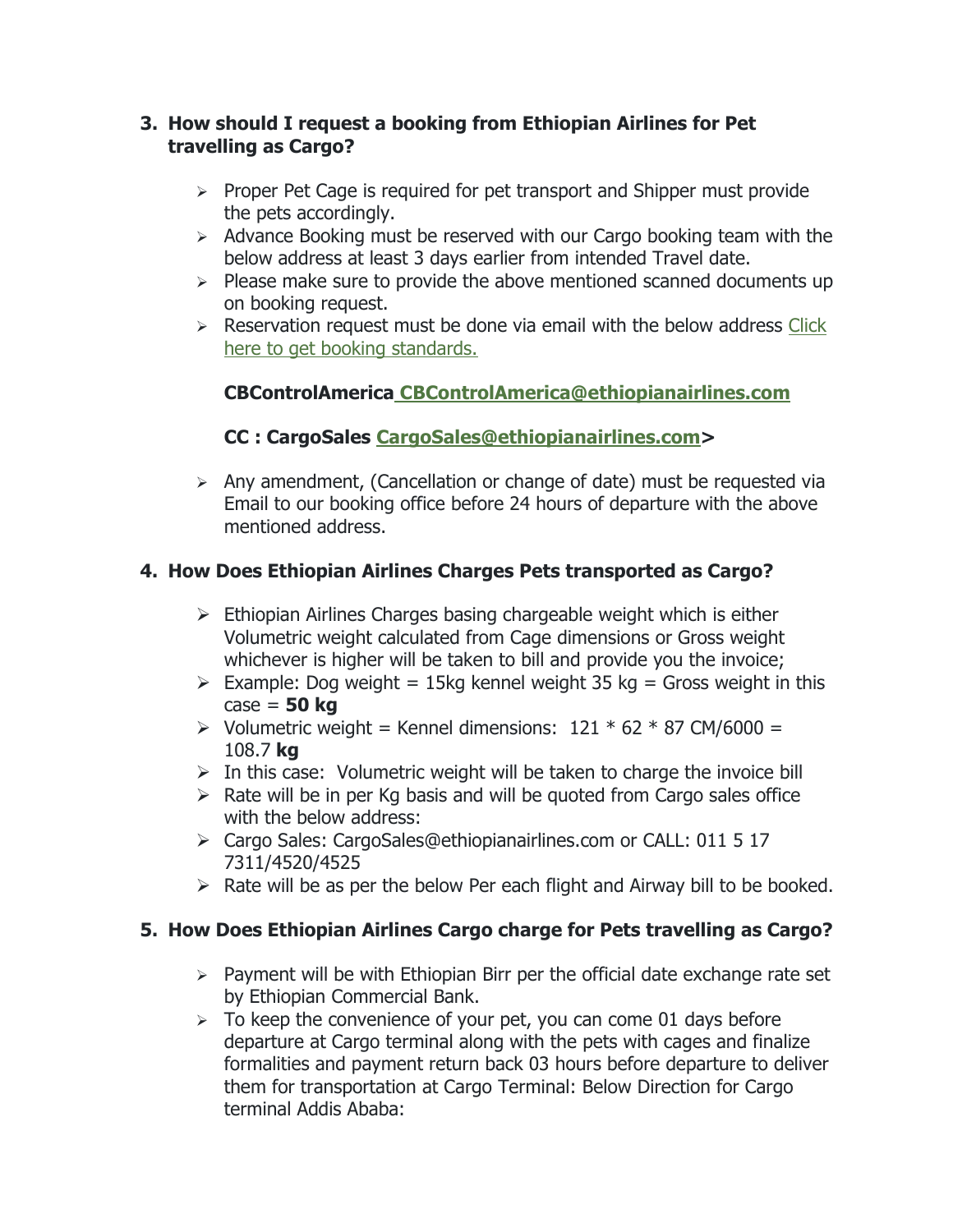3. **How should I request a booking from Ethiopian Airlines for Pet travelling as Cargo?**

   - Proper Pet Cage is required for pet transport and Shipper must provide the pets accordingly.
   - Advance Booking must be reserved with our Cargo booking team with the below address at least 3 days earlier from intended Travel date.
   - Please make sure to provide the above mentioned scanned documents up on booking request.
   - Reservation request must be done via email with the below address Click here to get booking standards.

   **CBControlAmerica CBControlAmerica@ethiopianairlines.com**

   **CC : CargoSales CargoSales@ethiopianairlines.com>**

   - Any amendment, (Cancellation or change of date) must be requested via Email to our booking office before 24 hours of departure with the above mentioned address.

4. **How Does Ethiopian Airlines Charges Pets transported as Cargo?**

   - Ethiopian Airlines Charges basing chargeable weight which is either Volumetric weight calculated from Cage dimensions or Gross weight whichever is higher will be taken to bill and provide you the invoice;
   - Example: Dog weight = 15kg kennel weight 35 kg = Gross weight in this case = **50 kg**
   - Volumetric weight = Kennel dimensions: 121 * 62 * 87 CM/6000 = 108.7 **kg**
   - In this case: Volumetric weight will be taken to charge the invoice bill
   - Rate will be in per Kg basis and will be quoted from Cargo sales office with the below address:
   - Cargo Sales: CargoSales@ethiopianairlines.com or CALL: 011 5 17 7311/4520/4525
   - Rate will be as per the below Per each flight and Airway bill to be booked.

5. **How Does Ethiopian Airlines Cargo charge for Pets travelling as Cargo?**

   - Payment will be with Ethiopian Birr per the official date exchange rate set by Ethiopian Commercial Bank.
   - To keep the convenience of your pet, you can come 01 days before departure at Cargo terminal along with the pets with cages and finalize formalities and payment return back 03 hours before departure to deliver them for transportation at Cargo Terminal: Below Direction for Cargo terminal Addis Ababa: